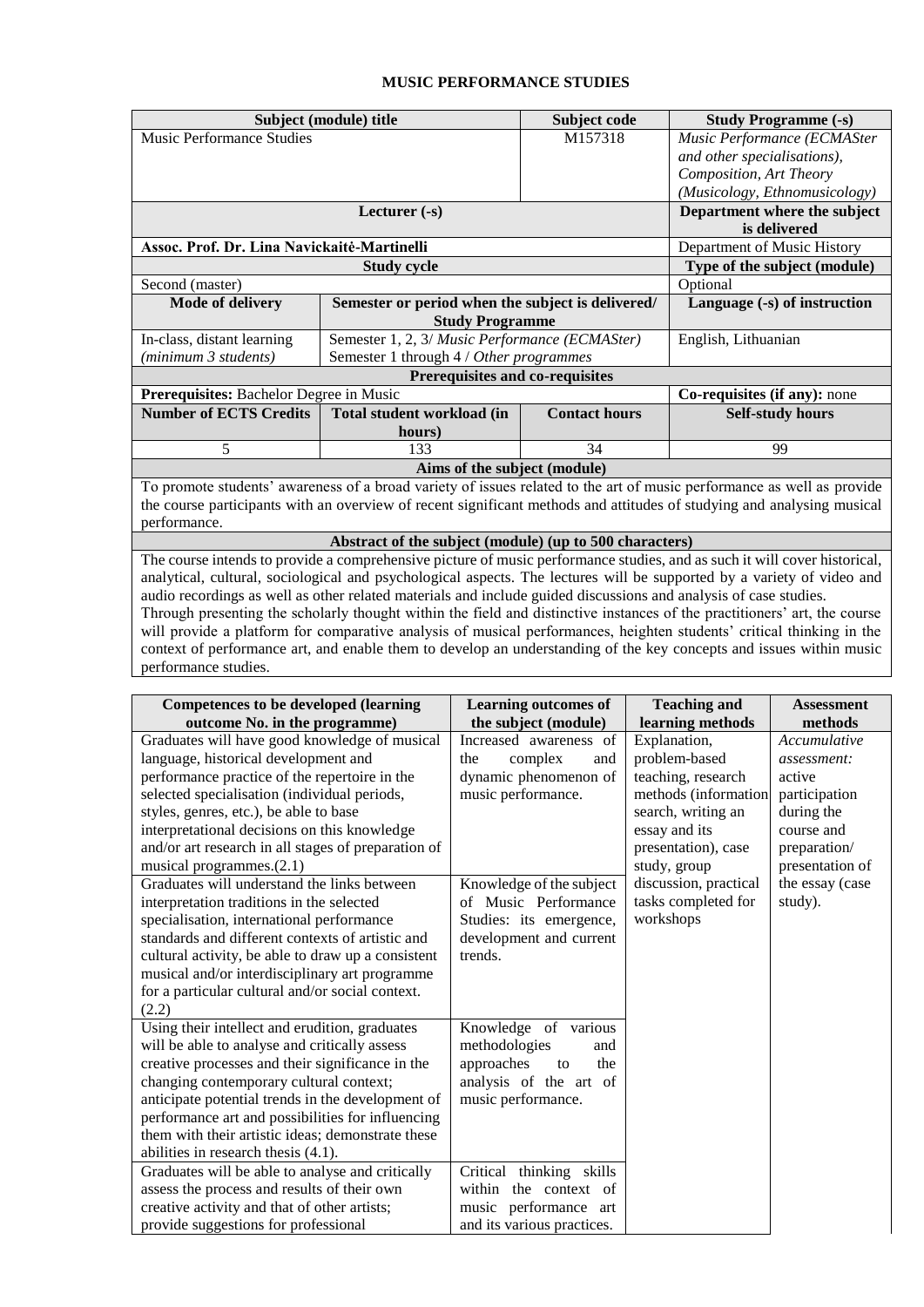# MUSIC PERFORMANCE STUDIES

| Subject (module) title | | Subject code | Study Programme (-s) |
|---|---|---|---|
| Music Performance Studies | | M157318 | *Music Performance (ECMASter and other specialisations), Composition, Art Theory (Musicology, Ethnomusicology)* |
| **Lecturer (-s)** | | | **Department where the subject is delivered** |
| **Assoc. Prof. Dr. Lina Navickaitė-Martinelli** | | | Department of Music History |
| **Study cycle** | | | **Type of the subject (module)** |
| Second (master) | | | Optional |
| **Mode of delivery** | **Semester or period when the subject is delivered/ Study Programme** | | **Language (-s) of instruction** |
| In-class, distant learning *(minimum 3 students)* | Semester 1, 2, 3/ *Music Performance (ECMASter)* Semester 1 through 4 / *Other programmes* | | English, Lithuanian |
| **Prerequisites and co-requisites** | | | |
| **Prerequisites:** Bachelor Degree in Music | | | **Co-requisites (if any):** none |
| **Number of ECTS Credits** | **Total student workload (in hours)** | **Contact hours** | **Self-study hours** |
| 5 | 133 | 34 | 99 |
| **Aims of the subject (module)** | | | |
| To promote students' awareness of a broad variety of issues related to the art of music performance as well as provide the course participants with an overview of recent significant methods and attitudes of studying and analysing musical performance. | | | |
| **Abstract of the subject (module) (up to 500 characters)** | | | |
| The course intends to provide a comprehensive picture of music performance studies, and as such it will cover historical, analytical, cultural, sociological and psychological aspects. The lectures will be supported by a variety of video and audio recordings as well as other related materials and include guided discussions and analysis of case studies. Through presenting the scholarly thought within the field and distinctive instances of the practitioners' art, the course will provide a platform for comparative analysis of musical performances, heighten students' critical thinking in the context of performance art, and enable them to develop an understanding of the key concepts and issues within music performance studies. | | | |

| Competences to be developed (learning outcome No. in the programme) | Learning outcomes of the subject (module) | Teaching and learning methods | Assessment methods |
|---|---|---|---|
| Graduates will have good knowledge of musical language, historical development and performance practice of the repertoire in the selected specialisation (individual periods, styles, genres, etc.), be able to base interpretational decisions on this knowledge and/or art research in all stages of preparation of musical programmes.(2.1) | Increased awareness of the complex and dynamic phenomenon of music performance. | Explanation, problem-based teaching, research methods (information search, writing an essay and its presentation), case study, group discussion, practical tasks completed for workshops | *Accumulative assessment:* active participation during the course and preparation/ presentation of the essay (case study). |
| Graduates will understand the links between interpretation traditions in the selected specialisation, international performance standards and different contexts of artistic and cultural activity, be able to draw up a consistent musical and/or interdisciplinary art programme for a particular cultural and/or social context. (2.2) | Knowledge of the subject of Music Performance Studies: its emergence, development and current trends. | | |
| Using their intellect and erudition, graduates will be able to analyse and critically assess creative processes and their significance in the changing contemporary cultural context; anticipate potential trends in the development of performance art and possibilities for influencing them with their artistic ideas; demonstrate these abilities in research thesis (4.1). | Knowledge of various methodologies and approaches to the analysis of the art of music performance. | | |
| Graduates will be able to analyse and critically assess the process and results of their own creative activity and that of other artists; provide suggestions for professional | Critical thinking skills within the context of music performance art and its various practices. | | |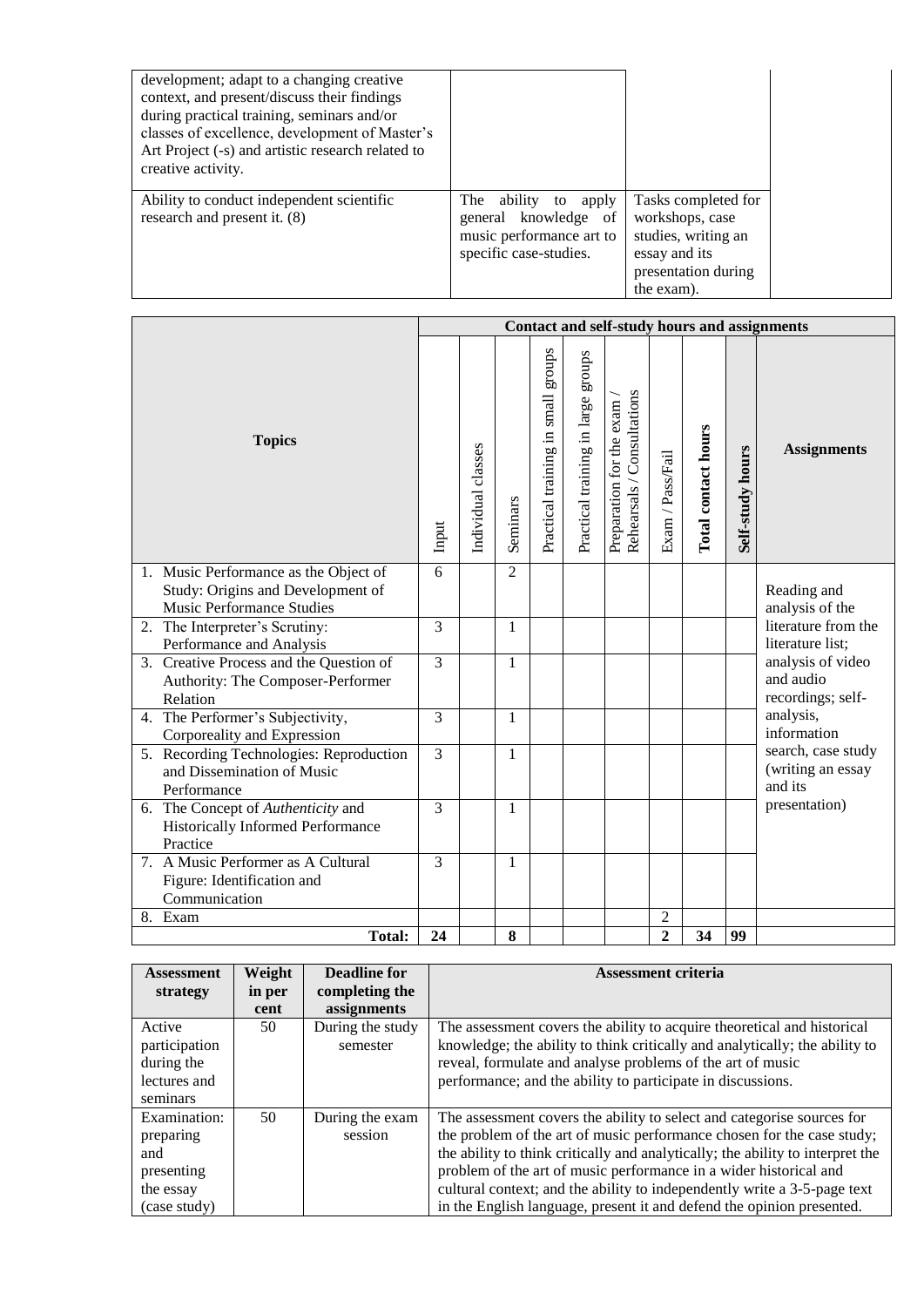| | | | |
|---|---|---|---|
| development; adapt to a changing creative context, and present/discuss their findings during practical training, seminars and/or classes of excellence, development of Master's Art Project (-s) and artistic research related to creative activity. | | | |
| Ability to conduct independent scientific research and present it. (8) | The ability to apply general knowledge of music performance art to specific case-studies. | Tasks completed for workshops, case studies, writing an essay and its presentation during the exam). | |

| Topics | Contact and self-study hours and assignments | | | | | | | | | |
|---|---|---|---|---|---|---|---|---|---|---|
| | Input | Individual classes | Seminars | Practical training in small groups | Practical training in large groups | Preparation for the exam / Rehearsals / Consultations | Exam / Pass/Fail | **Total contact hours** | **Self-study hours** | **Assignments** |
| 1. Music Performance as the Object of Study: Origins and Development of Music Performance Studies | 6 | | 2 | | | | | | | Reading and analysis of the literature from the literature list; analysis of video and audio recordings; self-analysis, information search, case study (writing an essay and its presentation) |
| 2. The Interpreter's Scrutiny: Performance and Analysis | 3 | | 1 | | | | | | | |
| 3. Creative Process and the Question of Authority: The Composer-Performer Relation | 3 | | 1 | | | | | | | |
| 4. The Performer's Subjectivity, Corporeality and Expression | 3 | | 1 | | | | | | | |
| 5. Recording Technologies: Reproduction and Dissemination of Music Performance | 3 | | 1 | | | | | | | |
| 6. The Concept of *Authenticity* and Historically Informed Performance Practice | 3 | | 1 | | | | | | | |
| 7. A Music Performer as A Cultural Figure: Identification and Communication | 3 | | 1 | | | | | | | |
| 8. Exam | | | | | | | 2 | | | |
| **Total:** | **24** | | **8** | | | | **2** | **34** | **99** | |

| Assessment strategy | Weight in per cent | Deadline for completing the assignments | Assessment criteria |
|---|---|---|---|
| Active participation during the lectures and seminars | 50 | During the study semester | The assessment covers the ability to acquire theoretical and historical knowledge; the ability to think critically and analytically; the ability to reveal, formulate and analyse problems of the art of music performance; and the ability to participate in discussions. |
| Examination: preparing and presenting the essay (case study) | 50 | During the exam session | The assessment covers the ability to select and categorise sources for the problem of the art of music performance chosen for the case study; the ability to think critically and analytically; the ability to interpret the problem of the art of music performance in a wider historical and cultural context; and the ability to independently write a 3-5-page text in the English language, present it and defend the opinion presented. |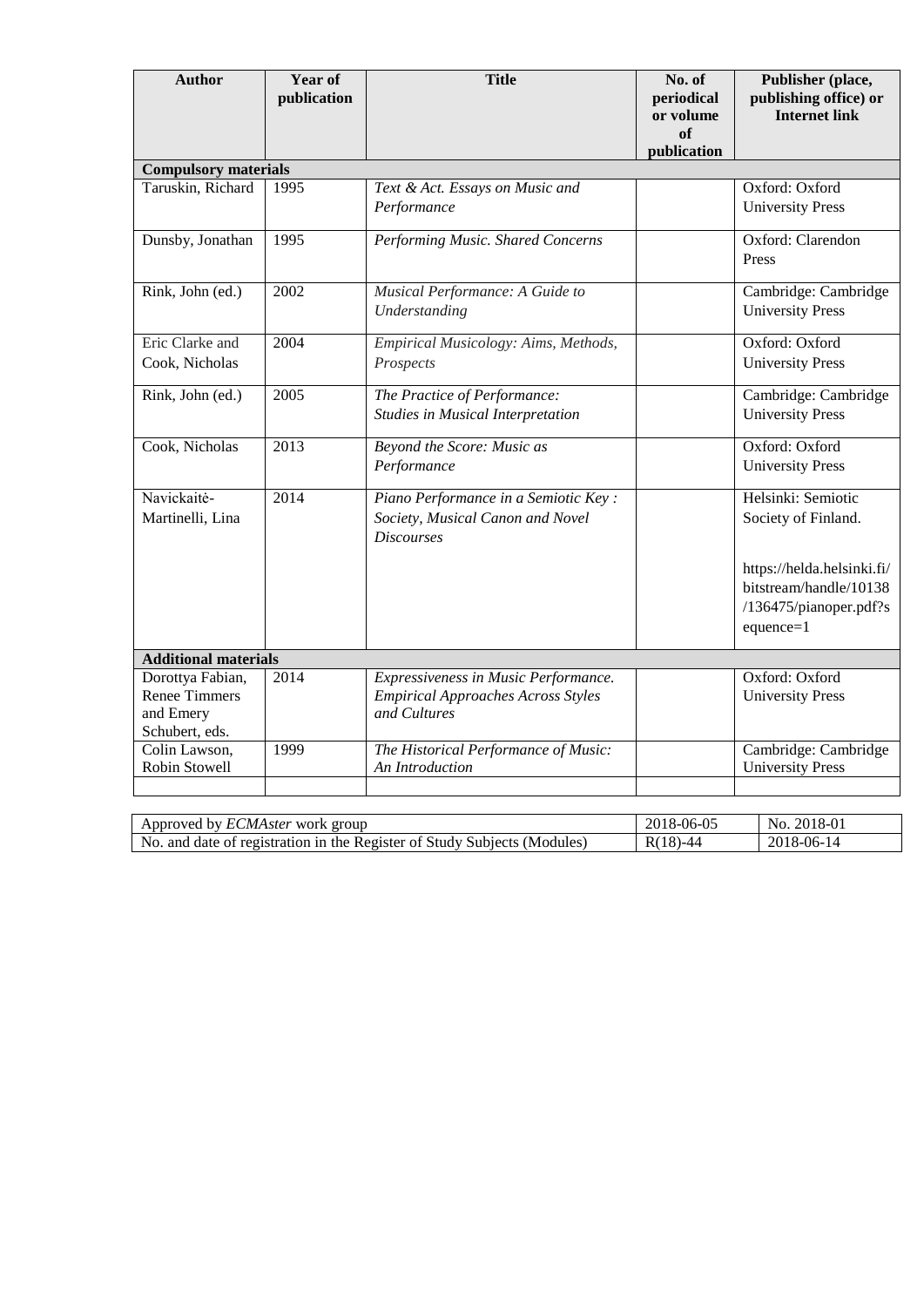| Author | Year of publication | Title | No. of periodical or volume of publication | Publisher (place, publishing office) or Internet link |
|---|---|---|---|---|
| **Compulsory materials** | | | | |
| Taruskin, Richard | 1995 | *Text & Act. Essays on Music and Performance* | | Oxford: Oxford University Press |
| Dunsby, Jonathan | 1995 | *Performing Music. Shared Concerns* | | Oxford: Clarendon Press |
| Rink, John (ed.) | 2002 | *Musical Performance: A Guide to Understanding* | | Cambridge: Cambridge University Press |
| Eric Clarke and Cook, Nicholas | 2004 | *Empirical Musicology: Aims, Methods, Prospects* | | Oxford: Oxford University Press |
| Rink, John (ed.) | 2005 | *The Practice of Performance: Studies in Musical Interpretation* | | Cambridge: Cambridge University Press |
| Cook, Nicholas | 2013 | *Beyond the Score: Music as Performance* | | Oxford: Oxford University Press |
| Navickaitė-Martinelli, Lina | 2014 | *Piano Performance in a Semiotic Key : Society, Musical Canon and Novel Discourses* | | Helsinki: Semiotic Society of Finland. https://helda.helsinki.fi/bitstream/handle/10138/136475/pianoper.pdf?sequence=1 |
| **Additional materials** | | | | |
| Dorottya Fabian, Renee Timmers and Emery Schubert, eds. | 2014 | *Expressiveness in Music Performance. Empirical Approaches Across Styles and Cultures* | | Oxford: Oxford University Press |
| Colin Lawson, Robin Stowell | 1999 | *The Historical Performance of Music: An Introduction* | | Cambridge: Cambridge University Press |
| | | | | |

| | | |
|---|---|---|
| Approved by *ECMAster* work group | 2018-06-05 | No. 2018-01 |
| No. and date of registration in the Register of Study Subjects (Modules) | R(18)-44 | 2018-06-14 |